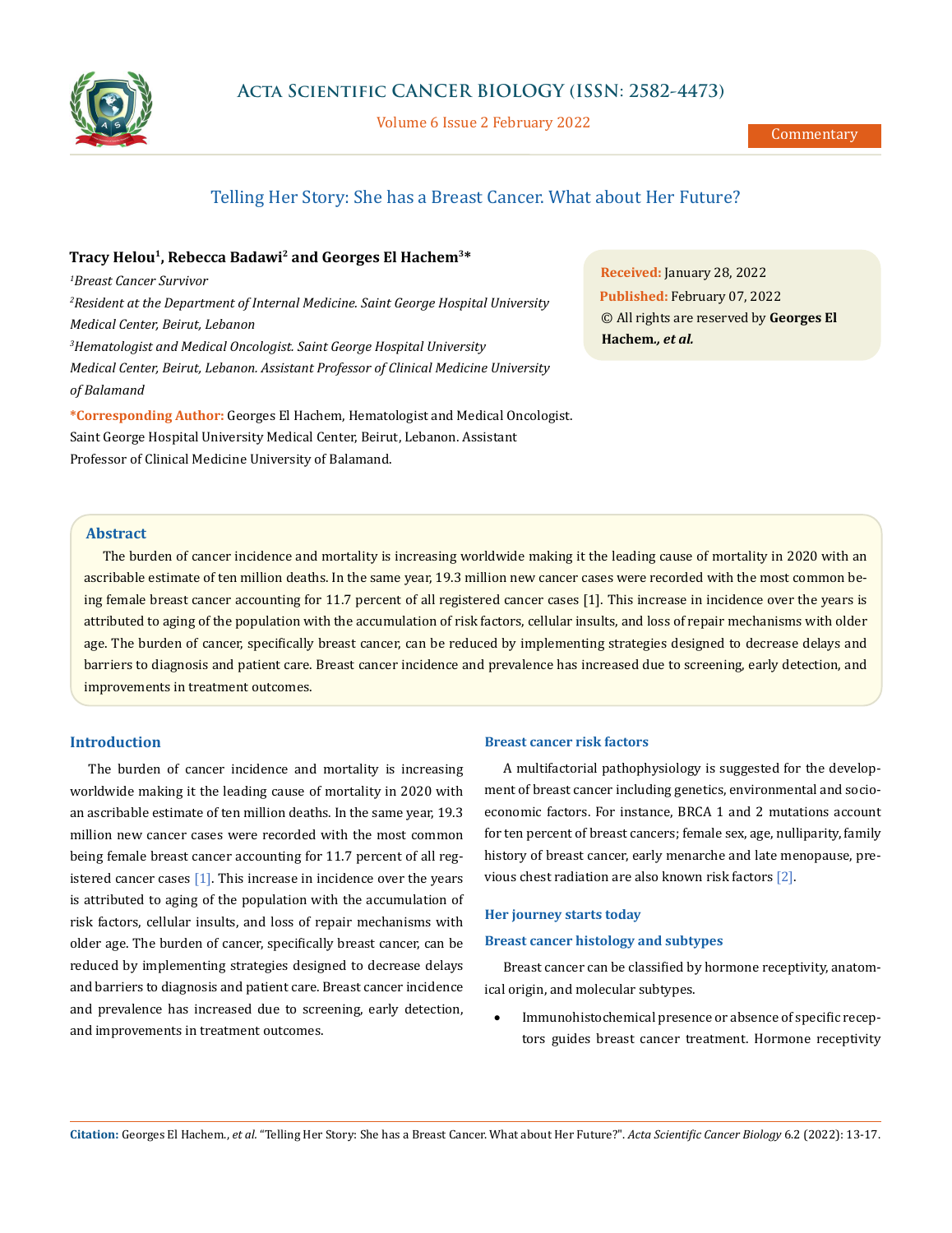Commentary

# Telling Her Story: She has a Breast Cancer. What about Her Future?

**Tracy Helou[1], Rebecca Badawi[2] and Georges El Hachem[3]***

*[1]Breast Cancer Survivor*

*[2]Resident at the Department of Internal Medicine. Saint George Hospital University Medical Center, Beirut, Lebanon*

*[3]Hematologist and Medical Oncologist. Saint George Hospital University Medical Center, Beirut, Lebanon. Assistant Professor of Clinical Medicine University of Balamand*

***Corresponding Author:** Georges El Hachem, Hematologist and Medical Oncologist. Saint George Hospital University Medical Center, Beirut, Lebanon. Assistant Professor of Clinical Medicine University of Balamand.

**Received:** January 28, 2022
**Published:** February 07, 2022
© All rights are reserved by **Georges El Hachem.*, et al.***

## Abstract

The burden of cancer incidence and mortality is increasing worldwide making it the leading cause of mortality in 2020 with an ascribable estimate of ten million deaths. In the same year, 19.3 million new cancer cases were recorded with the most common being female breast cancer accounting for 11.7 percent of all registered cancer cases [1]. This increase in incidence over the years is attributed to aging of the population with the accumulation of risk factors, cellular insults, and loss of repair mechanisms with older age. The burden of cancer, specifically breast cancer, can be reduced by implementing strategies designed to decrease delays and barriers to diagnosis and patient care. Breast cancer incidence and prevalence has increased due to screening, early detection, and improvements in treatment outcomes.

## Introduction

The burden of cancer incidence and mortality is increasing worldwide making it the leading cause of mortality in 2020 with an ascribable estimate of ten million deaths. In the same year, 19.3 million new cancer cases were recorded with the most common being female breast cancer accounting for 11.7 percent of all registered cancer cases [1]. This increase in incidence over the years is attributed to aging of the population with the accumulation of risk factors, cellular insults, and loss of repair mechanisms with older age. The burden of cancer, specifically breast cancer, can be reduced by implementing strategies designed to decrease delays and barriers to diagnosis and patient care. Breast cancer incidence and prevalence has increased due to screening, early detection, and improvements in treatment outcomes.

## Breast cancer risk factors

A multifactorial pathophysiology is suggested for the development of breast cancer including genetics, environmental and socioeconomic factors. For instance, BRCA 1 and 2 mutations account for ten percent of breast cancers; female sex, age, nulliparity, family history of breast cancer, early menarche and late menopause, previous chest radiation are also known risk factors [2].

## Her journey starts today

### Breast cancer histology and subtypes

Breast cancer can be classified by hormone receptivity, anatomical origin, and molecular subtypes.

- Immunohistochemical presence or absence of specific receptors guides breast cancer treatment. Hormone receptivity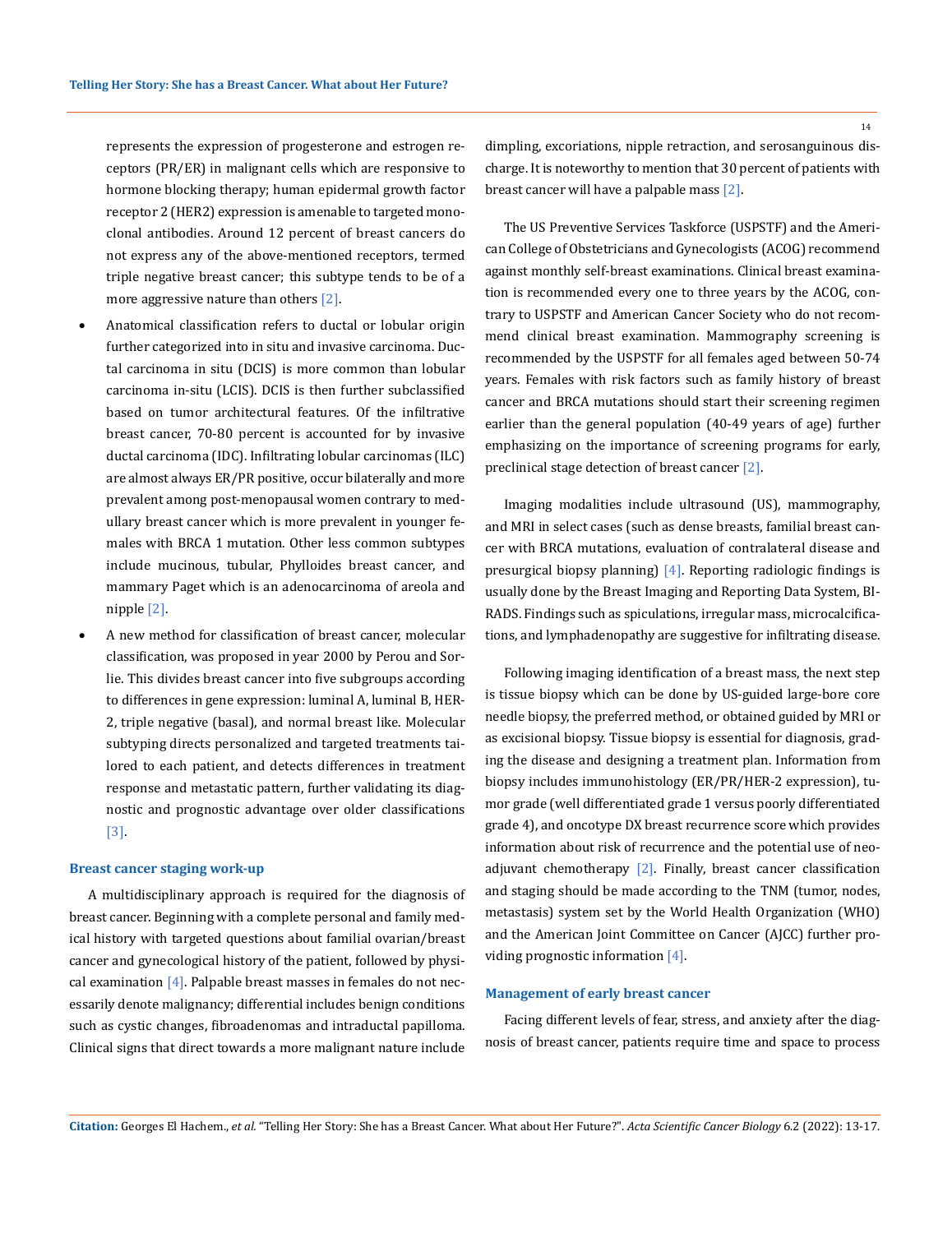represents the expression of progesterone and estrogen receptors (PR/ER) in malignant cells which are responsive to hormone blocking therapy; human epidermal growth factor receptor 2 (HER2) expression is amenable to targeted monoclonal antibodies. Around 12 percent of breast cancers do not express any of the above-mentioned receptors, termed triple negative breast cancer; this subtype tends to be of a more aggressive nature than others [2].

- Anatomical classification refers to ductal or lobular origin further categorized into in situ and invasive carcinoma. Ductal carcinoma in situ (DCIS) is more common than lobular carcinoma in-situ (LCIS). DCIS is then further subclassified based on tumor architectural features. Of the infiltrative breast cancer, 70-80 percent is accounted for by invasive ductal carcinoma (IDC). Infiltrating lobular carcinomas (ILC) are almost always ER/PR positive, occur bilaterally and more prevalent among post-menopausal women contrary to medullary breast cancer which is more prevalent in younger females with BRCA 1 mutation. Other less common subtypes include mucinous, tubular, Phylloides breast cancer, and mammary Paget which is an adenocarcinoma of areola and nipple [2].
- A new method for classification of breast cancer, molecular classification, was proposed in year 2000 by Perou and Sorlie. This divides breast cancer into five subgroups according to differences in gene expression: luminal A, luminal B, HER-2, triple negative (basal), and normal breast like. Molecular subtyping directs personalized and targeted treatments tailored to each patient, and detects differences in treatment response and metastatic pattern, further validating its diagnostic and prognostic advantage over older classifications [3].

### Breast cancer staging work-up

A multidisciplinary approach is required for the diagnosis of breast cancer. Beginning with a complete personal and family medical history with targeted questions about familial ovarian/breast cancer and gynecological history of the patient, followed by physical examination [4]. Palpable breast masses in females do not necessarily denote malignancy; differential includes benign conditions such as cystic changes, fibroadenomas and intraductal papilloma. Clinical signs that direct towards a more malignant nature include dimpling, excoriations, nipple retraction, and serosanguinous discharge. It is noteworthy to mention that 30 percent of patients with breast cancer will have a palpable mass [2].

The US Preventive Services Taskforce (USPSTF) and the American College of Obstetricians and Gynecologists (ACOG) recommend against monthly self-breast examinations. Clinical breast examination is recommended every one to three years by the ACOG, contrary to USPSTF and American Cancer Society who do not recommend clinical breast examination. Mammography screening is recommended by the USPSTF for all females aged between 50-74 years. Females with risk factors such as family history of breast cancer and BRCA mutations should start their screening regimen earlier than the general population (40-49 years of age) further emphasizing on the importance of screening programs for early, preclinical stage detection of breast cancer [2].

Imaging modalities include ultrasound (US), mammography, and MRI in select cases (such as dense breasts, familial breast cancer with BRCA mutations, evaluation of contralateral disease and presurgical biopsy planning) [4]. Reporting radiologic findings is usually done by the Breast Imaging and Reporting Data System, BI-RADS. Findings such as spiculations, irregular mass, microcalcifications, and lymphadenopathy are suggestive for infiltrating disease.

Following imaging identification of a breast mass, the next step is tissue biopsy which can be done by US-guided large-bore core needle biopsy, the preferred method, or obtained guided by MRI or as excisional biopsy. Tissue biopsy is essential for diagnosis, grading the disease and designing a treatment plan. Information from biopsy includes immunohistology (ER/PR/HER-2 expression), tumor grade (well differentiated grade 1 versus poorly differentiated grade 4), and oncotype DX breast recurrence score which provides information about risk of recurrence and the potential use of neoadjuvant chemotherapy [2]. Finally, breast cancer classification and staging should be made according to the TNM (tumor, nodes, metastasis) system set by the World Health Organization (WHO) and the American Joint Committee on Cancer (AJCC) further providing prognostic information [4].

### Management of early breast cancer

Facing different levels of fear, stress, and anxiety after the diagnosis of breast cancer, patients require time and space to process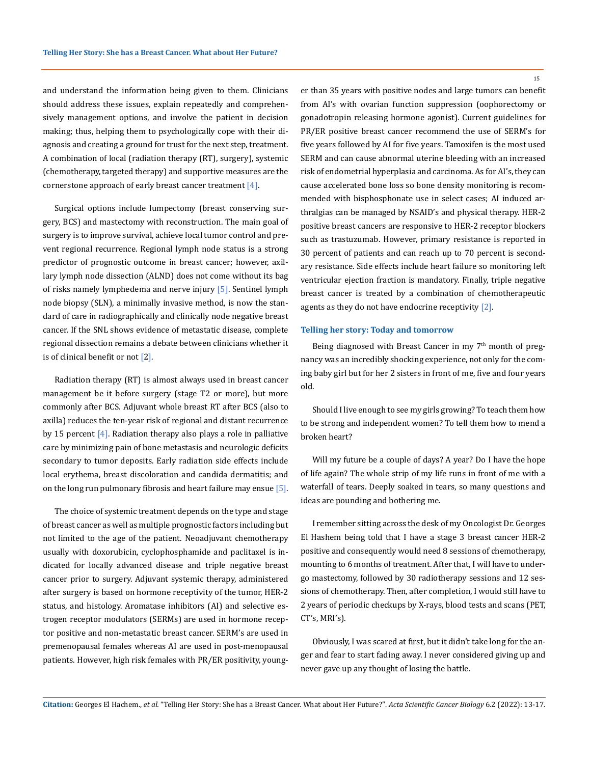and understand the information being given to them. Clinicians should address these issues, explain repeatedly and comprehensively management options, and involve the patient in decision making; thus, helping them to psychologically cope with their diagnosis and creating a ground for trust for the next step, treatment. A combination of local (radiation therapy (RT), surgery), systemic (chemotherapy, targeted therapy) and supportive measures are the cornerstone approach of early breast cancer treatment [4].

Surgical options include lumpectomy (breast conserving surgery, BCS) and mastectomy with reconstruction. The main goal of surgery is to improve survival, achieve local tumor control and prevent regional recurrence. Regional lymph node status is a strong predictor of prognostic outcome in breast cancer; however, axillary lymph node dissection (ALND) does not come without its bag of risks namely lymphedema and nerve injury [5]. Sentinel lymph node biopsy (SLN), a minimally invasive method, is now the standard of care in radiographically and clinically node negative breast cancer. If the SNL shows evidence of metastatic disease, complete regional dissection remains a debate between clinicians whether it is of clinical benefit or not [2].

Radiation therapy (RT) is almost always used in breast cancer management be it before surgery (stage T2 or more), but more commonly after BCS. Adjuvant whole breast RT after BCS (also to axilla) reduces the ten-year risk of regional and distant recurrence by 15 percent [4]. Radiation therapy also plays a role in palliative care by minimizing pain of bone metastasis and neurologic deficits secondary to tumor deposits. Early radiation side effects include local erythema, breast discoloration and candida dermatitis; and on the long run pulmonary fibrosis and heart failure may ensue [5].

The choice of systemic treatment depends on the type and stage of breast cancer as well as multiple prognostic factors including but not limited to the age of the patient. Neoadjuvant chemotherapy usually with doxorubicin, cyclophosphamide and paclitaxel is indicated for locally advanced disease and triple negative breast cancer prior to surgery. Adjuvant systemic therapy, administered after surgery is based on hormone receptivity of the tumor, HER-2 status, and histology. Aromatase inhibitors (AI) and selective estrogen receptor modulators (SERMs) are used in hormone receptor positive and non-metastatic breast cancer. SERM's are used in premenopausal females whereas AI are used in post-menopausal patients. However, high risk females with PR/ER positivity, younger than 35 years with positive nodes and large tumors can benefit from AI's with ovarian function suppression (oophorectomy or gonadotropin releasing hormone agonist). Current guidelines for PR/ER positive breast cancer recommend the use of SERM's for five years followed by AI for five years. Tamoxifen is the most used SERM and can cause abnormal uterine bleeding with an increased risk of endometrial hyperplasia and carcinoma. As for AI's, they can cause accelerated bone loss so bone density monitoring is recommended with bisphosphonate use in select cases; AI induced arthralgias can be managed by NSAID's and physical therapy. HER-2 positive breast cancers are responsive to HER-2 receptor blockers such as trastuzumab. However, primary resistance is reported in 30 percent of patients and can reach up to 70 percent is secondary resistance. Side effects include heart failure so monitoring left ventricular ejection fraction is mandatory. Finally, triple negative breast cancer is treated by a combination of chemotherapeutic agents as they do not have endocrine receptivity [2].

### Telling her story: Today and tomorrow

Being diagnosed with Breast Cancer in my 7th month of pregnancy was an incredibly shocking experience, not only for the coming baby girl but for her 2 sisters in front of me, five and four years old.

Should I live enough to see my girls growing? To teach them how to be strong and independent women? To tell them how to mend a broken heart?

Will my future be a couple of days? A year? Do I have the hope of life again? The whole strip of my life runs in front of me with a waterfall of tears. Deeply soaked in tears, so many questions and ideas are pounding and bothering me.

I remember sitting across the desk of my Oncologist Dr. Georges El Hashem being told that I have a stage 3 breast cancer HER-2 positive and consequently would need 8 sessions of chemotherapy, mounting to 6 months of treatment. After that, I will have to undergo mastectomy, followed by 30 radiotherapy sessions and 12 sessions of chemotherapy. Then, after completion, I would still have to 2 years of periodic checkups by X-rays, blood tests and scans (PET, CT's, MRI's).

Obviously, I was scared at first, but it didn't take long for the anger and fear to start fading away. I never considered giving up and never gave up any thought of losing the battle.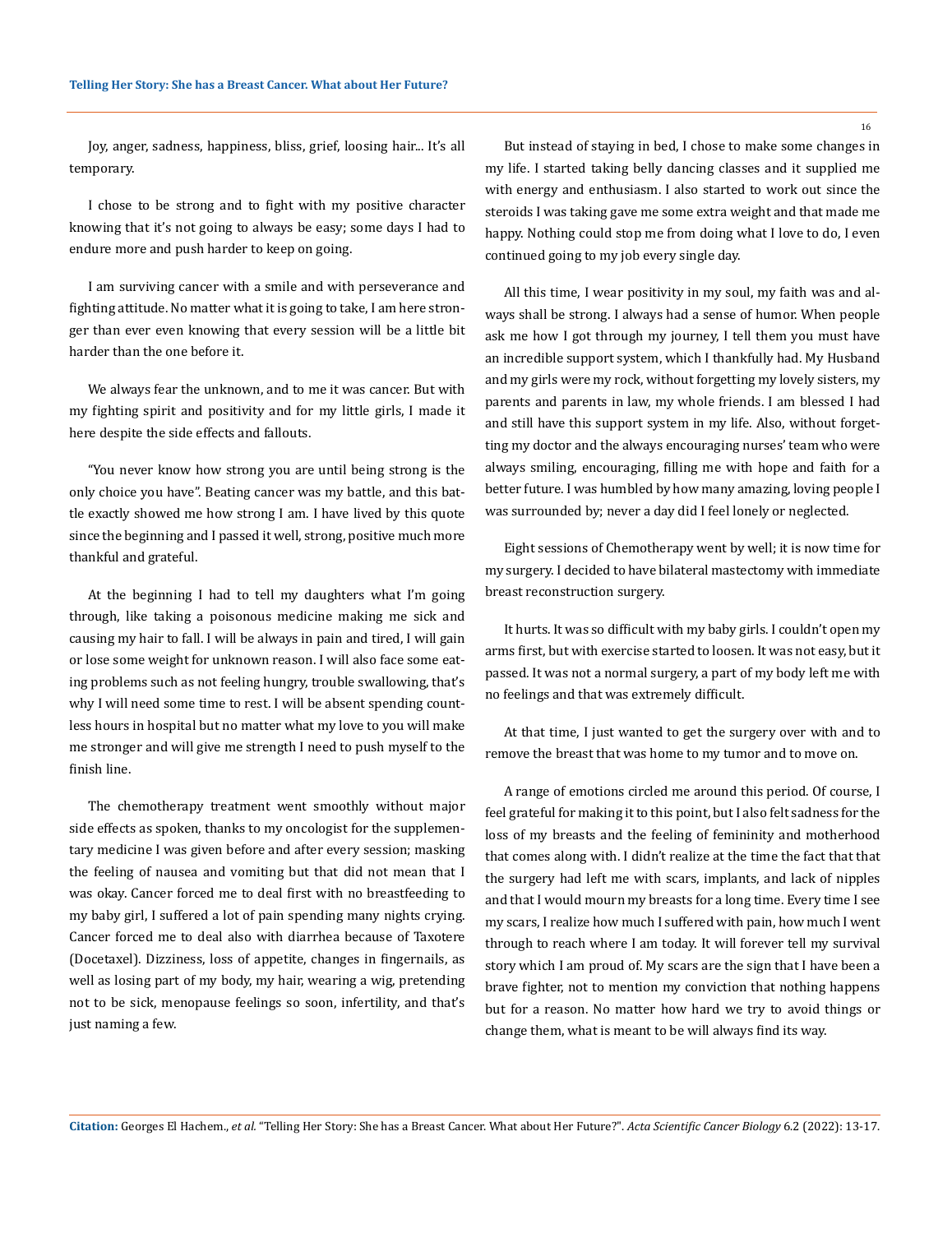Joy, anger, sadness, happiness, bliss, grief, loosing hair... It's all temporary.

I chose to be strong and to fight with my positive character knowing that it's not going to always be easy; some days I had to endure more and push harder to keep on going.

I am surviving cancer with a smile and with perseverance and fighting attitude. No matter what it is going to take, I am here stronger than ever even knowing that every session will be a little bit harder than the one before it.

We always fear the unknown, and to me it was cancer. But with my fighting spirit and positivity and for my little girls, I made it here despite the side effects and fallouts.

"You never know how strong you are until being strong is the only choice you have". Beating cancer was my battle, and this battle exactly showed me how strong I am. I have lived by this quote since the beginning and I passed it well, strong, positive much more thankful and grateful.

At the beginning I had to tell my daughters what I'm going through, like taking a poisonous medicine making me sick and causing my hair to fall. I will be always in pain and tired, I will gain or lose some weight for unknown reason. I will also face some eating problems such as not feeling hungry, trouble swallowing, that's why I will need some time to rest. I will be absent spending countless hours in hospital but no matter what my love to you will make me stronger and will give me strength I need to push myself to the finish line.

The chemotherapy treatment went smoothly without major side effects as spoken, thanks to my oncologist for the supplementary medicine I was given before and after every session; masking the feeling of nausea and vomiting but that did not mean that I was okay. Cancer forced me to deal first with no breastfeeding to my baby girl, I suffered a lot of pain spending many nights crying. Cancer forced me to deal also with diarrhea because of Taxotere (Docetaxel). Dizziness, loss of appetite, changes in fingernails, as well as losing part of my body, my hair, wearing a wig, pretending not to be sick, menopause feelings so soon, infertility, and that's just naming a few.

But instead of staying in bed, I chose to make some changes in my life. I started taking belly dancing classes and it supplied me with energy and enthusiasm. I also started to work out since the steroids I was taking gave me some extra weight and that made me happy. Nothing could stop me from doing what I love to do, I even continued going to my job every single day.

All this time, I wear positivity in my soul, my faith was and always shall be strong. I always had a sense of humor. When people ask me how I got through my journey, I tell them you must have an incredible support system, which I thankfully had. My Husband and my girls were my rock, without forgetting my lovely sisters, my parents and parents in law, my whole friends. I am blessed I had and still have this support system in my life. Also, without forgetting my doctor and the always encouraging nurses' team who were always smiling, encouraging, filling me with hope and faith for a better future. I was humbled by how many amazing, loving people I was surrounded by; never a day did I feel lonely or neglected.

Eight sessions of Chemotherapy went by well; it is now time for my surgery. I decided to have bilateral mastectomy with immediate breast reconstruction surgery.

It hurts. It was so difficult with my baby girls. I couldn't open my arms first, but with exercise started to loosen. It was not easy, but it passed. It was not a normal surgery, a part of my body left me with no feelings and that was extremely difficult.

At that time, I just wanted to get the surgery over with and to remove the breast that was home to my tumor and to move on.

A range of emotions circled me around this period. Of course, I feel grateful for making it to this point, but I also felt sadness for the loss of my breasts and the feeling of femininity and motherhood that comes along with. I didn't realize at the time the fact that that the surgery had left me with scars, implants, and lack of nipples and that I would mourn my breasts for a long time. Every time I see my scars, I realize how much I suffered with pain, how much I went through to reach where I am today. It will forever tell my survival story which I am proud of. My scars are the sign that I have been a brave fighter, not to mention my conviction that nothing happens but for a reason. No matter how hard we try to avoid things or change them, what is meant to be will always find its way.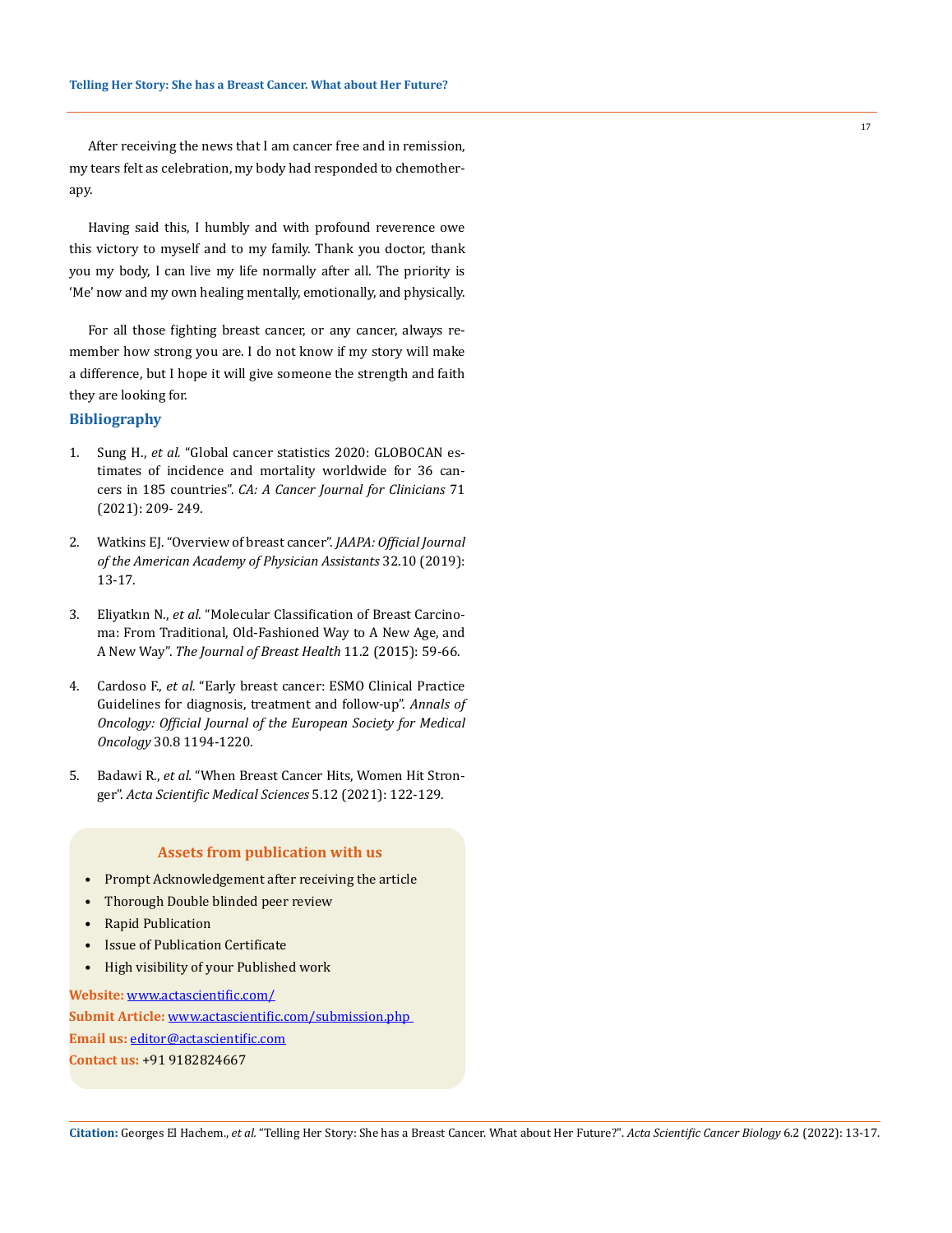After receiving the news that I am cancer free and in remission, my tears felt as celebration, my body had responded to chemotherapy.

Having said this, I humbly and with profound reverence owe this victory to myself and to my family. Thank you doctor, thank you my body, I can live my life normally after all. The priority is 'Me' now and my own healing mentally, emotionally, and physically.

For all those fighting breast cancer, or any cancer, always remember how strong you are. I do not know if my story will make a difference, but I hope it will give someone the strength and faith they are looking for.

## Bibliography

1. Sung H., *et al.* "Global cancer statistics 2020: GLOBOCAN estimates of incidence and mortality worldwide for 36 cancers in 185 countries". *CA: A Cancer Journal for Clinicians* 71 (2021): 209- 249.
2. Watkins EJ. "Overview of breast cancer". *JAAPA: Official Journal of the American Academy of Physician Assistants* 32.10 (2019): 13-17.
3. Eliyatkın N., *et al*. "Molecular Classification of Breast Carcinoma: From Traditional, Old-Fashioned Way to A New Age, and A New Way". *The Journal of Breast Health* 11.2 (2015): 59-66.
4. Cardoso F., *et al.* "Early breast cancer: ESMO Clinical Practice Guidelines for diagnosis, treatment and follow-up". *Annals of Oncology: Official Journal of the European Society for Medical Oncology* 30.8 1194-1220.
5. Badawi R., *et al.* "When Breast Cancer Hits, Women Hit Stronger". *Acta Scientific Medical Sciences* 5.12 (2021): 122-129.

**Assets from publication with us**

- Prompt Acknowledgement after receiving the article
- Thorough Double blinded peer review
- Rapid Publication
- Issue of Publication Certificate
- High visibility of your Published work

**Website:** www.actascientific.com/
**Submit Article:** www.actascientific.com/submission.php
**Email us:** editor@actascientific.com
**Contact us:** +91 9182824667